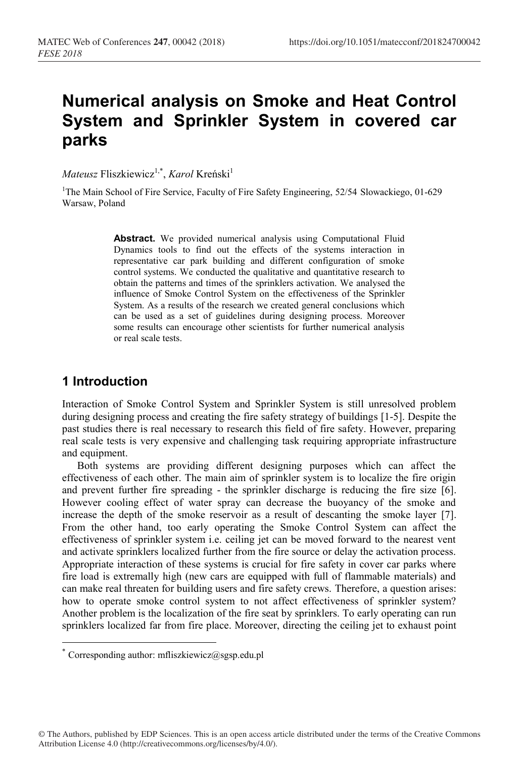# Numerical analysis on Smoke and Heat Control System and Sprinkler System in covered car parks

*Mateusz* Fliszkiewicz[1,*], *Karol* Kreński[1]

[1]The Main School of Fire Service, Faculty of Fire Safety Engineering, 52/54 Slowackiego, 01-629 Warsaw, Poland

**Abstract.** We provided numerical analysis using Computational Fluid Dynamics tools to find out the effects of the systems interaction in representative car park building and different configuration of smoke control systems. We conducted the qualitative and quantitative research to obtain the patterns and times of the sprinklers activation. We analysed the influence of Smoke Control System on the effectiveness of the Sprinkler System. As a results of the research we created general conclusions which can be used as a set of guidelines during designing process. Moreover some results can encourage other scientists for further numerical analysis or real scale tests.

## 1 Introduction

Interaction of Smoke Control System and Sprinkler System is still unresolved problem during designing process and creating the fire safety strategy of buildings [1-5]. Despite the past studies there is real necessary to research this field of fire safety. However, preparing real scale tests is very expensive and challenging task requiring appropriate infrastructure and equipment.

Both systems are providing different designing purposes which can affect the effectiveness of each other. The main aim of sprinkler system is to localize the fire origin and prevent further fire spreading - the sprinkler discharge is reducing the fire size [6]. However cooling effect of water spray can decrease the buoyancy of the smoke and increase the depth of the smoke reservoir as a result of descanting the smoke layer [7]. From the other hand, too early operating the Smoke Control System can affect the effectiveness of sprinkler system i.e. ceiling jet can be moved forward to the nearest vent and activate sprinklers localized further from the fire source or delay the activation process. Appropriate interaction of these systems is crucial for fire safety in cover car parks where fire load is extremally high (new cars are equipped with full of flammable materials) and can make real threaten for building users and fire safety crews. Therefore, a question arises: how to operate smoke control system to not affect effectiveness of sprinkler system? Another problem is the localization of the fire seat by sprinklers. To early operating can run sprinklers localized far from fire place. Moreover, directing the ceiling jet to exhaust point

* Corresponding author: mfliszkiewicz@sgsp.edu.pl

© The Authors, published by EDP Sciences. This is an open access article distributed under the terms of the Creative Commons Attribution License 4.0 (http://creativecommons.org/licenses/by/4.0/).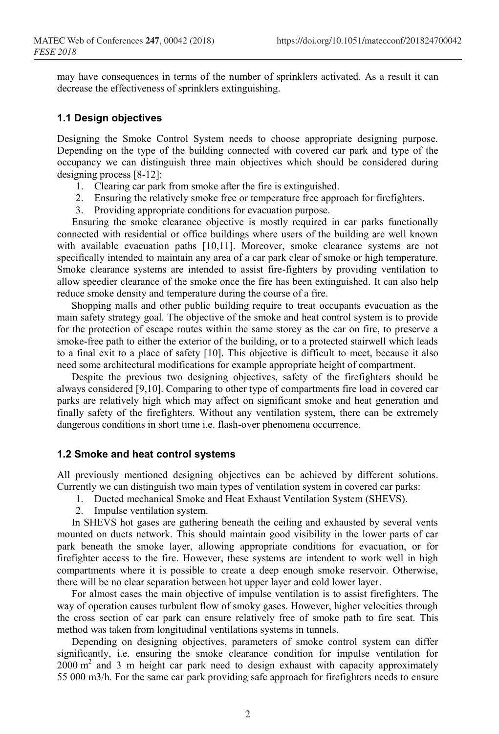may have consequences in terms of the number of sprinklers activated. As a result it can decrease the effectiveness of sprinklers extinguishing.

### 1.1 Design objectives

Designing the Smoke Control System needs to choose appropriate designing purpose. Depending on the type of the building connected with covered car park and type of the occupancy we can distinguish three main objectives which should be considered during designing process [8-12]:

1. Clearing car park from smoke after the fire is extinguished.
2. Ensuring the relatively smoke free or temperature free approach for firefighters.
3. Providing appropriate conditions for evacuation purpose.

Ensuring the smoke clearance objective is mostly required in car parks functionally connected with residential or office buildings where users of the building are well known with available evacuation paths [10,11]. Moreover, smoke clearance systems are not specifically intended to maintain any area of a car park clear of smoke or high temperature. Smoke clearance systems are intended to assist fire-fighters by providing ventilation to allow speedier clearance of the smoke once the fire has been extinguished. It can also help reduce smoke density and temperature during the course of a fire.

Shopping malls and other public building require to treat occupants evacuation as the main safety strategy goal. The objective of the smoke and heat control system is to provide for the protection of escape routes within the same storey as the car on fire, to preserve a smoke-free path to either the exterior of the building, or to a protected stairwell which leads to a final exit to a place of safety [10]. This objective is difficult to meet, because it also need some architectural modifications for example appropriate height of compartment.

Despite the previous two designing objectives, safety of the firefighters should be always considered [9,10]. Comparing to other type of compartments fire load in covered car parks are relatively high which may affect on significant smoke and heat generation and finally safety of the firefighters. Without any ventilation system, there can be extremely dangerous conditions in short time i.e. flash-over phenomena occurrence.

### 1.2 Smoke and heat control systems

All previously mentioned designing objectives can be achieved by different solutions. Currently we can distinguish two main types of ventilation system in covered car parks:

1. Ducted mechanical Smoke and Heat Exhaust Ventilation System (SHEVS).
2. Impulse ventilation system.

In SHEVS hot gases are gathering beneath the ceiling and exhausted by several vents mounted on ducts network. This should maintain good visibility in the lower parts of car park beneath the smoke layer, allowing appropriate conditions for evacuation, or for firefighter access to the fire. However, these systems are intendent to work well in high compartments where it is possible to create a deep enough smoke reservoir. Otherwise, there will be no clear separation between hot upper layer and cold lower layer.

For almost cases the main objective of impulse ventilation is to assist firefighters. The way of operation causes turbulent flow of smoky gases. However, higher velocities through the cross section of car park can ensure relatively free of smoke path to fire seat. This method was taken from longitudinal ventilations systems in tunnels.

Depending on designing objectives, parameters of smoke control system can differ significantly, i.e. ensuring the smoke clearance condition for impulse ventilation for 2000 $m^2$ and 3 m height car park need to design exhaust with capacity approximately 55 000 m3/h. For the same car park providing safe approach for firefighters needs to ensure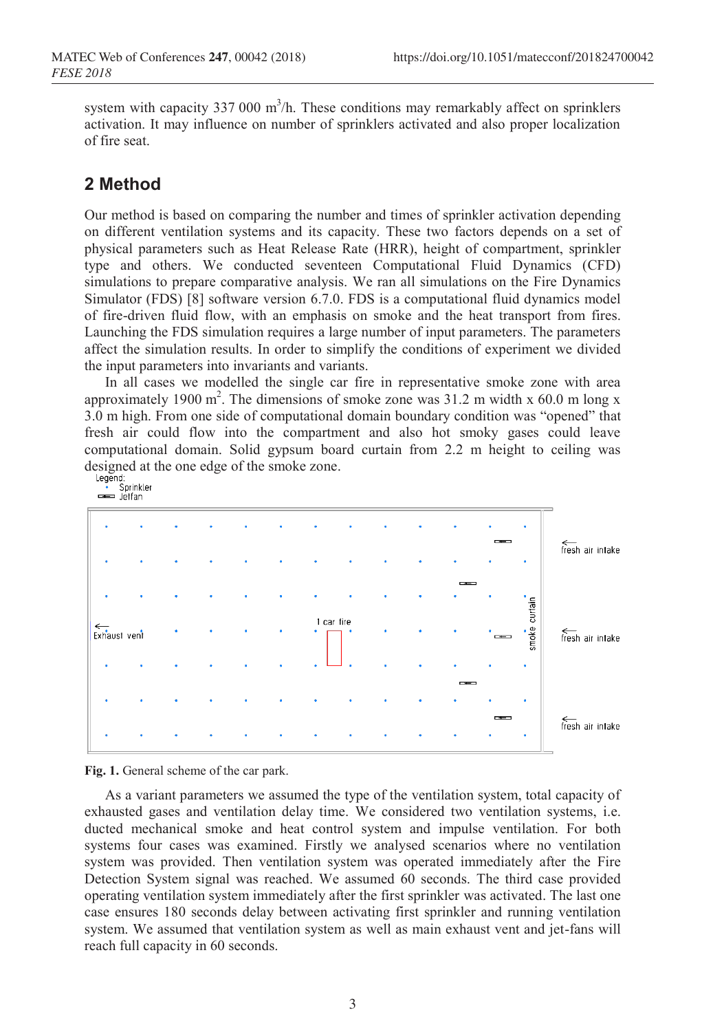system with capacity 337 000 m$^3$/h. These conditions may remarkably affect on sprinklers activation. It may influence on number of sprinklers activated and also proper localization of fire seat.

## 2 Method

Our method is based on comparing the number and times of sprinkler activation depending on different ventilation systems and its capacity. These two factors depends on a set of physical parameters such as Heat Release Rate (HRR), height of compartment, sprinkler type and others. We conducted seventeen Computational Fluid Dynamics (CFD) simulations to prepare comparative analysis. We ran all simulations on the Fire Dynamics Simulator (FDS) [8] software version 6.7.0. FDS is a computational fluid dynamics model of fire-driven fluid flow, with an emphasis on smoke and the heat transport from fires. Launching the FDS simulation requires a large number of input parameters. The parameters affect the simulation results. In order to simplify the conditions of experiment we divided the input parameters into invariants and variants.

In all cases we modelled the single car fire in representative smoke zone with area approximately 1900 m$^2$. The dimensions of smoke zone was 31.2 m width x 60.0 m long x 3.0 m high. From one side of computational domain boundary condition was "opened" that fresh air could flow into the compartment and also hot smoky gases could leave computational domain. Solid gypsum board curtain from 2.2 m height to ceiling was designed at the one edge of the smoke zone.

Legend:
Sprinkler
Jetfan

Exhaust vent | 1 car fire | smoke curtain | fresh air intake | fresh air intake | fresh air intake

**Fig. 1.** General scheme of the car park.

As a variant parameters we assumed the type of the ventilation system, total capacity of exhausted gases and ventilation delay time. We considered two ventilation systems, i.e. ducted mechanical smoke and heat control system and impulse ventilation. For both systems four cases was examined. Firstly we analysed scenarios where no ventilation system was provided. Then ventilation system was operated immediately after the Fire Detection System signal was reached. We assumed 60 seconds. The third case provided operating ventilation system immediately after the first sprinkler was activated. The last one case ensures 180 seconds delay between activating first sprinkler and running ventilation system. We assumed that ventilation system as well as main exhaust vent and jet-fans will reach full capacity in 60 seconds.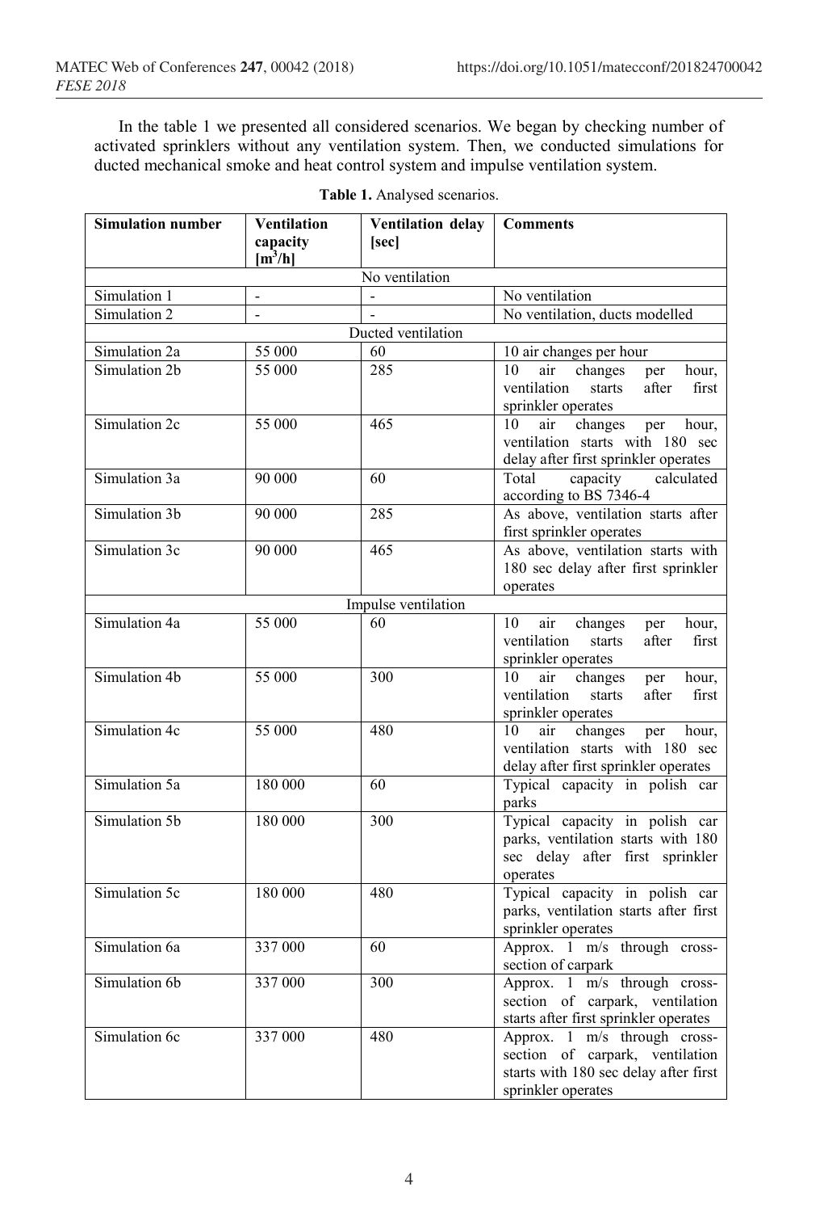In the table 1 we presented all considered scenarios. We began by checking number of activated sprinklers without any ventilation system. Then, we conducted simulations for ducted mechanical smoke and heat control system and impulse ventilation system.

**Table 1.** Analysed scenarios.

| Simulation number | Ventilation capacity [m³/h] | Ventilation delay [sec] | Comments |
|---|---|---|---|
| No ventilation | | | |
| Simulation 1 | - | - | No ventilation |
| Simulation 2 | - | - | No ventilation, ducts modelled |
| Ducted ventilation | | | |
| Simulation 2a | 55 000 | 60 | 10 air changes per hour |
| Simulation 2b | 55 000 | 285 | 10 air changes per hour, ventilation starts after first sprinkler operates |
| Simulation 2c | 55 000 | 465 | 10 air changes per hour, ventilation starts with 180 sec delay after first sprinkler operates |
| Simulation 3a | 90 000 | 60 | Total capacity calculated according to BS 7346-4 |
| Simulation 3b | 90 000 | 285 | As above, ventilation starts after first sprinkler operates |
| Simulation 3c | 90 000 | 465 | As above, ventilation starts with 180 sec delay after first sprinkler operates |
| Impulse ventilation | | | |
| Simulation 4a | 55 000 | 60 | 10 air changes per hour, ventilation starts after first sprinkler operates |
| Simulation 4b | 55 000 | 300 | 10 air changes per hour, ventilation starts after first sprinkler operates |
| Simulation 4c | 55 000 | 480 | 10 air changes per hour, ventilation starts with 180 sec delay after first sprinkler operates |
| Simulation 5a | 180 000 | 60 | Typical capacity in polish car parks |
| Simulation 5b | 180 000 | 300 | Typical capacity in polish car parks, ventilation starts with 180 sec delay after first sprinkler operates |
| Simulation 5c | 180 000 | 480 | Typical capacity in polish car parks, ventilation starts after first sprinkler operates |
| Simulation 6a | 337 000 | 60 | Approx. 1 m/s through cross-section of carpark |
| Simulation 6b | 337 000 | 300 | Approx. 1 m/s through cross-section of carpark, ventilation starts after first sprinkler operates |
| Simulation 6c | 337 000 | 480 | Approx. 1 m/s through cross-section of carpark, ventilation starts with 180 sec delay after first sprinkler operates |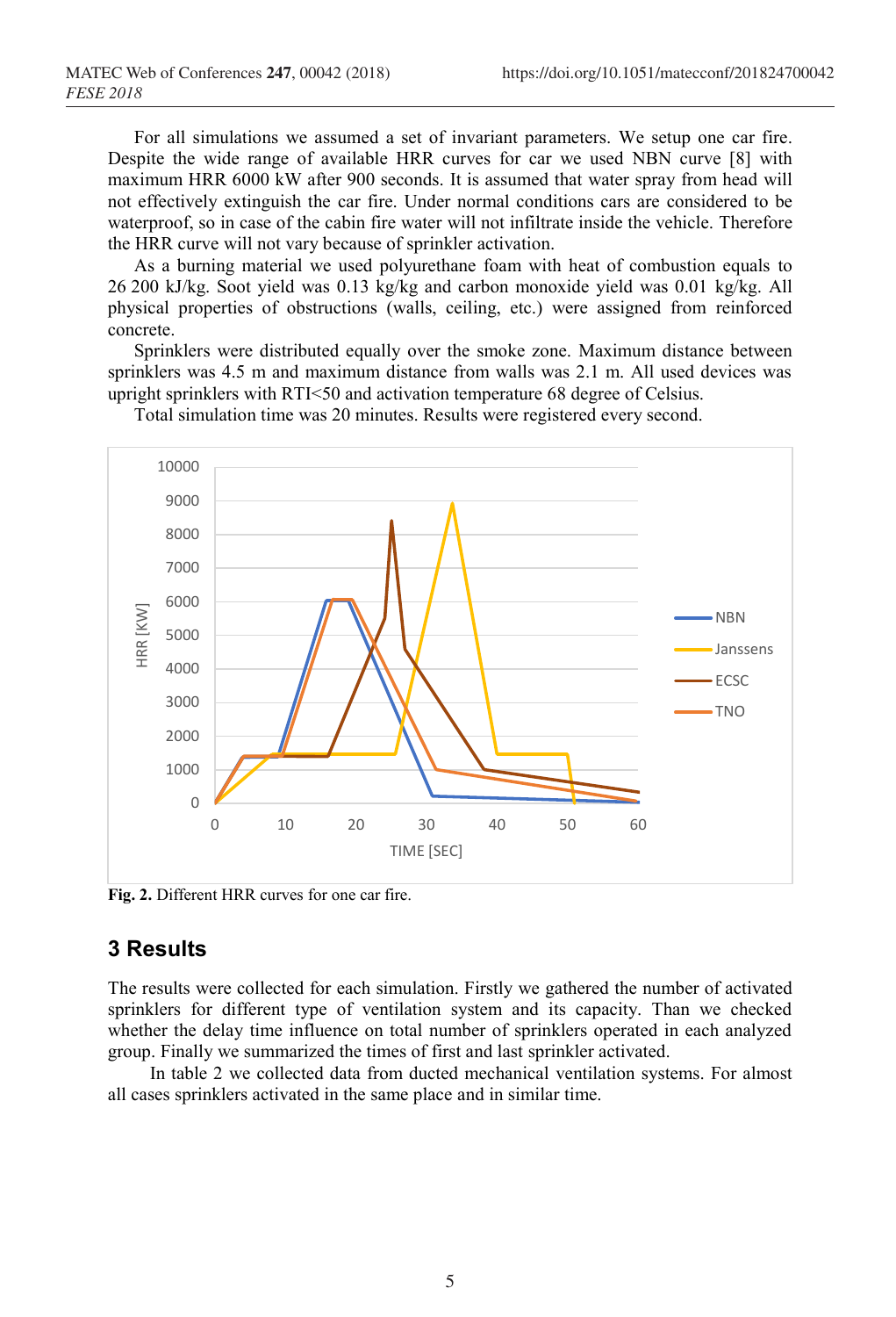For all simulations we assumed a set of invariant parameters. We setup one car fire. Despite the wide range of available HRR curves for car we used NBN curve [8] with maximum HRR 6000 kW after 900 seconds. It is assumed that water spray from head will not effectively extinguish the car fire. Under normal conditions cars are considered to be waterproof, so in case of the cabin fire water will not infiltrate inside the vehicle. Therefore the HRR curve will not vary because of sprinkler activation.

As a burning material we used polyurethane foam with heat of combustion equals to 26 200 kJ/kg. Soot yield was 0.13 kg/kg and carbon monoxide yield was 0.01 kg/kg. All physical properties of obstructions (walls, ceiling, etc.) were assigned from reinforced concrete.

Sprinklers were distributed equally over the smoke zone. Maximum distance between sprinklers was 4.5 m and maximum distance from walls was 2.1 m. All used devices was upright sprinklers with RTI<50 and activation temperature 68 degree of Celsius.

Total simulation time was 20 minutes. Results were registered every second.

**Fig. 2.** Different HRR curves for one car fire.

## 3 Results

The results were collected for each simulation. Firstly we gathered the number of activated sprinklers for different type of ventilation system and its capacity. Than we checked whether the delay time influence on total number of sprinklers operated in each analyzed group. Finally we summarized the times of first and last sprinkler activated.

In table 2 we collected data from ducted mechanical ventilation systems. For almost all cases sprinklers activated in the same place and in similar time.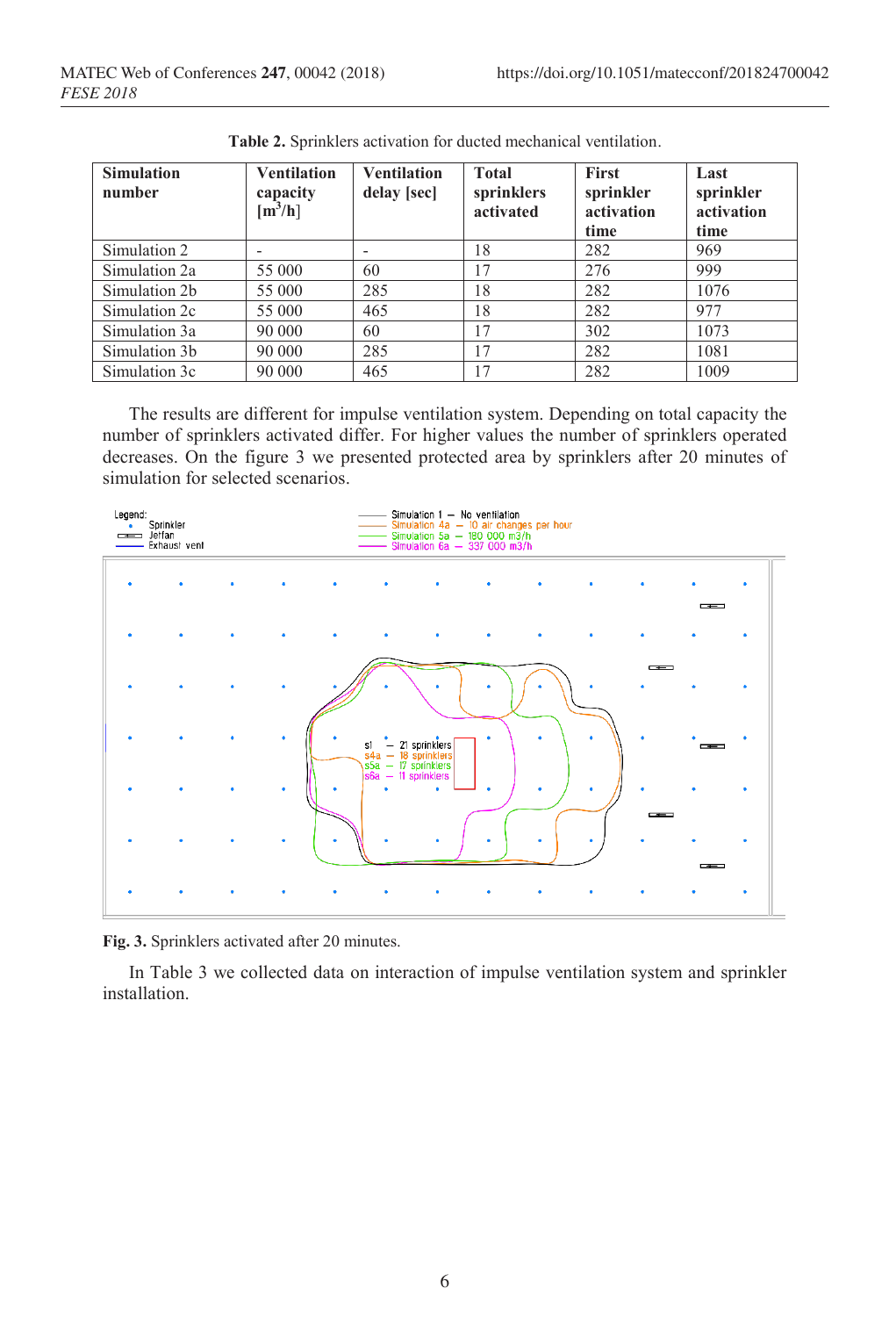**Table 2.** Sprinklers activation for ducted mechanical ventilation.

| Simulation number | Ventilation capacity [$m^3$/h] | Ventilation delay [sec] | Total sprinklers activated | First sprinkler activation time | Last sprinkler activation time |
|---|---|---|---|---|---|
| Simulation 2 | - | - | 18 | 282 | 969 |
| Simulation 2a | 55 000 | 60 | 17 | 276 | 999 |
| Simulation 2b | 55 000 | 285 | 18 | 282 | 1076 |
| Simulation 2c | 55 000 | 465 | 18 | 282 | 977 |
| Simulation 3a | 90 000 | 60 | 17 | 302 | 1073 |
| Simulation 3b | 90 000 | 285 | 17 | 282 | 1081 |
| Simulation 3c | 90 000 | 465 | 17 | 282 | 1009 |

The results are different for impulse ventilation system. Depending on total capacity the number of sprinklers activated differ. For higher values the number of sprinklers operated decreases. On the figure 3 we presented protected area by sprinklers after 20 minutes of simulation for selected scenarios.

**Fig. 3.** Sprinklers activated after 20 minutes.

In Table 3 we collected data on interaction of impulse ventilation system and sprinkler installation.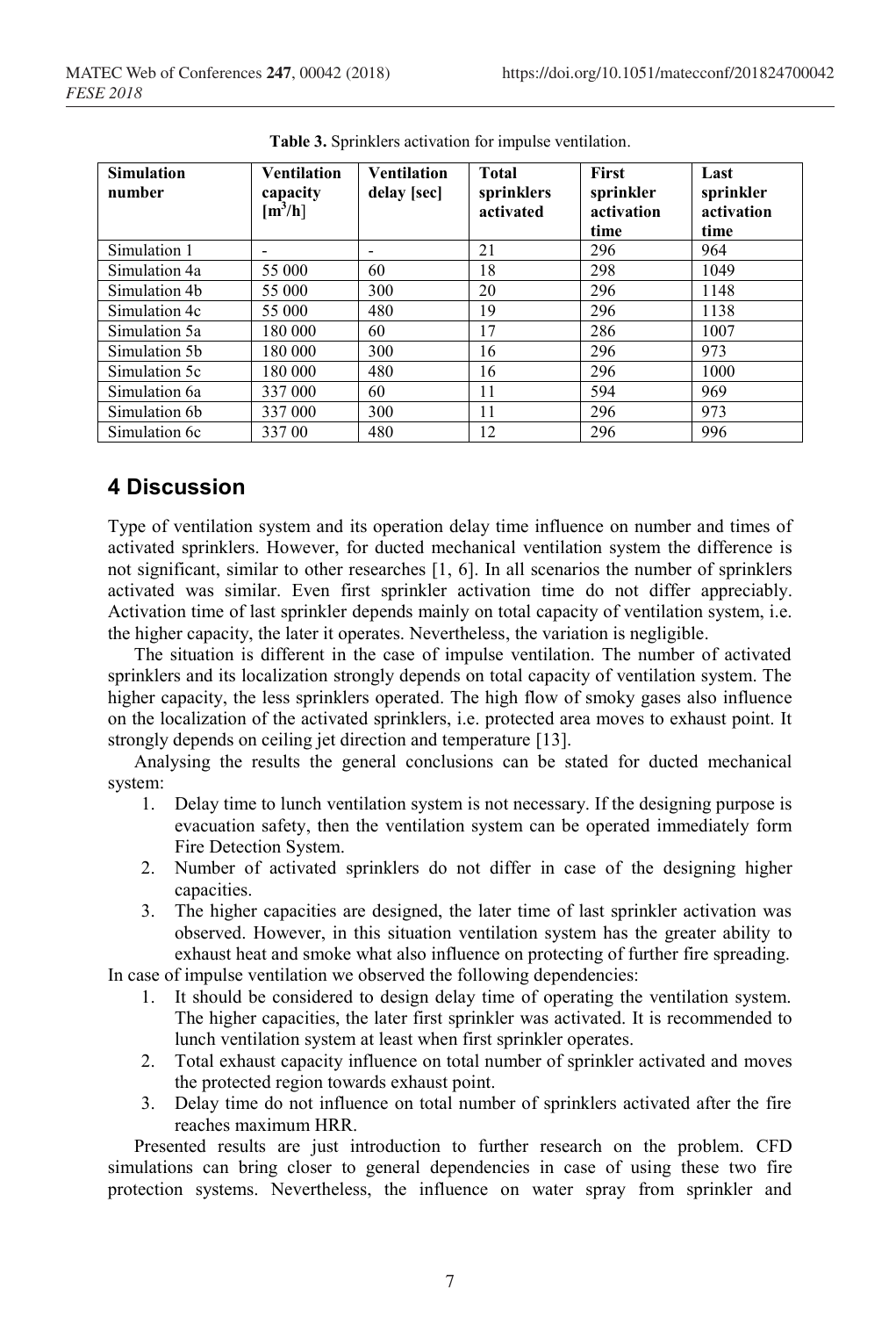**Table 3.** Sprinklers activation for impulse ventilation.

| Simulation number | Ventilation capacity [$m^3$/h] | Ventilation delay [sec] | Total sprinklers activated | First sprinkler activation time | Last sprinkler activation time |
|---|---|---|---|---|---|
| Simulation 1 | - | - | 21 | 296 | 964 |
| Simulation 4a | 55 000 | 60 | 18 | 298 | 1049 |
| Simulation 4b | 55 000 | 300 | 20 | 296 | 1148 |
| Simulation 4c | 55 000 | 480 | 19 | 296 | 1138 |
| Simulation 5a | 180 000 | 60 | 17 | 286 | 1007 |
| Simulation 5b | 180 000 | 300 | 16 | 296 | 973 |
| Simulation 5c | 180 000 | 480 | 16 | 296 | 1000 |
| Simulation 6a | 337 000 | 60 | 11 | 594 | 969 |
| Simulation 6b | 337 000 | 300 | 11 | 296 | 973 |
| Simulation 6c | 337 00 | 480 | 12 | 296 | 996 |

## 4 Discussion

Type of ventilation system and its operation delay time influence on number and times of activated sprinklers. However, for ducted mechanical ventilation system the difference is not significant, similar to other researches [1, 6]. In all scenarios the number of sprinklers activated was similar. Even first sprinkler activation time do not differ appreciably. Activation time of last sprinkler depends mainly on total capacity of ventilation system, i.e. the higher capacity, the later it operates. Nevertheless, the variation is negligible.

The situation is different in the case of impulse ventilation. The number of activated sprinklers and its localization strongly depends on total capacity of ventilation system. The higher capacity, the less sprinklers operated. The high flow of smoky gases also influence on the localization of the activated sprinklers, i.e. protected area moves to exhaust point. It strongly depends on ceiling jet direction and temperature [13].

Analysing the results the general conclusions can be stated for ducted mechanical system:

1. Delay time to lunch ventilation system is not necessary. If the designing purpose is evacuation safety, then the ventilation system can be operated immediately form Fire Detection System.
2. Number of activated sprinklers do not differ in case of the designing higher capacities.
3. The higher capacities are designed, the later time of last sprinkler activation was observed. However, in this situation ventilation system has the greater ability to exhaust heat and smoke what also influence on protecting of further fire spreading.

In case of impulse ventilation we observed the following dependencies:

1. It should be considered to design delay time of operating the ventilation system. The higher capacities, the later first sprinkler was activated. It is recommended to lunch ventilation system at least when first sprinkler operates.
2. Total exhaust capacity influence on total number of sprinkler activated and moves the protected region towards exhaust point.
3. Delay time do not influence on total number of sprinklers activated after the fire reaches maximum HRR.

Presented results are just introduction to further research on the problem. CFD simulations can bring closer to general dependencies in case of using these two fire protection systems. Nevertheless, the influence on water spray from sprinkler and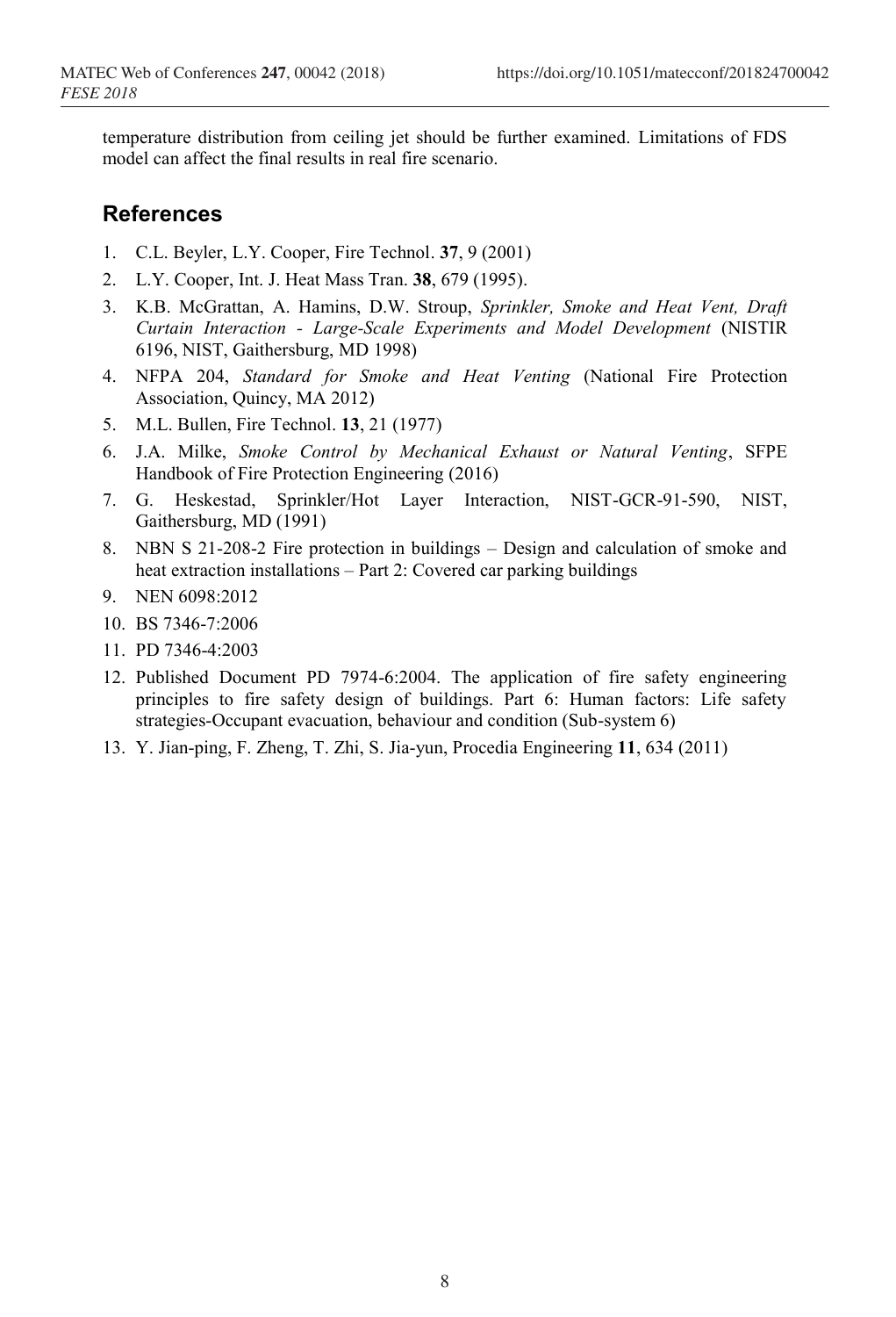temperature distribution from ceiling jet should be further examined. Limitations of FDS model can affect the final results in real fire scenario.

## References

1. C.L. Beyler, L.Y. Cooper, Fire Technol. **37**, 9 (2001)
2. L.Y. Cooper, Int. J. Heat Mass Tran. **38**, 679 (1995).
3. K.B. McGrattan, A. Hamins, D.W. Stroup, *Sprinkler, Smoke and Heat Vent, Draft Curtain Interaction - Large-Scale Experiments and Model Development* (NISTIR 6196, NIST, Gaithersburg, MD 1998)
4. NFPA 204, *Standard for Smoke and Heat Venting* (National Fire Protection Association, Quincy, MA 2012)
5. M.L. Bullen, Fire Technol. **13**, 21 (1977)
6. J.A. Milke, *Smoke Control by Mechanical Exhaust or Natural Venting*, SFPE Handbook of Fire Protection Engineering (2016)
7. G. Heskestad, Sprinkler/Hot Layer Interaction, NIST-GCR-91-590, NIST, Gaithersburg, MD (1991)
8. NBN S 21-208-2 Fire protection in buildings – Design and calculation of smoke and heat extraction installations – Part 2: Covered car parking buildings
9. NEN 6098:2012
10. BS 7346-7:2006
11. PD 7346-4:2003
12. Published Document PD 7974-6:2004. The application of fire safety engineering principles to fire safety design of buildings. Part 6: Human factors: Life safety strategies-Occupant evacuation, behaviour and condition (Sub-system 6)
13. Y. Jian-ping, F. Zheng, T. Zhi, S. Jia-yun, Procedia Engineering **11**, 634 (2011)